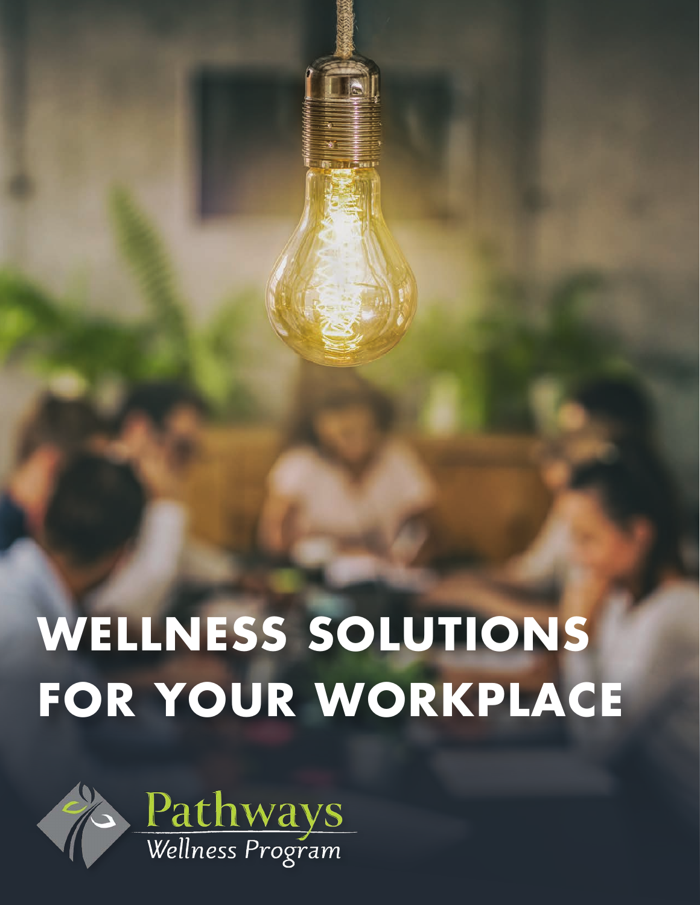# WELLNESS SOLUTIONS FOR YOUR WORKPLACE

Pathways
*Wellness Program*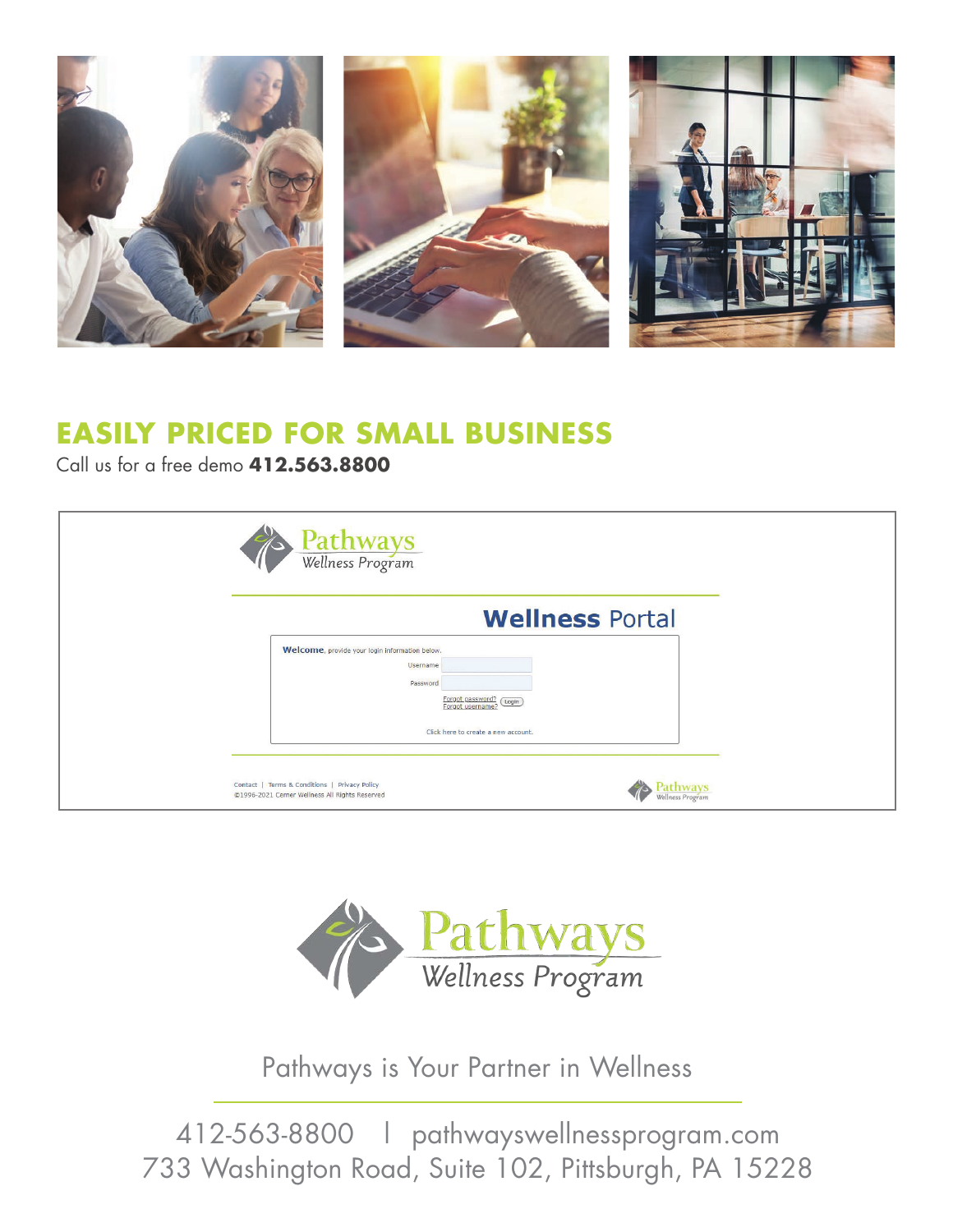## EASILY PRICED FOR SMALL BUSINESS

Call us for a free demo **412.563.8800**

Pathways is Your Partner in Wellness

412-563-8800 | pathwayswellnessprogram.com
733 Washington Road, Suite 102, Pittsburgh, PA 15228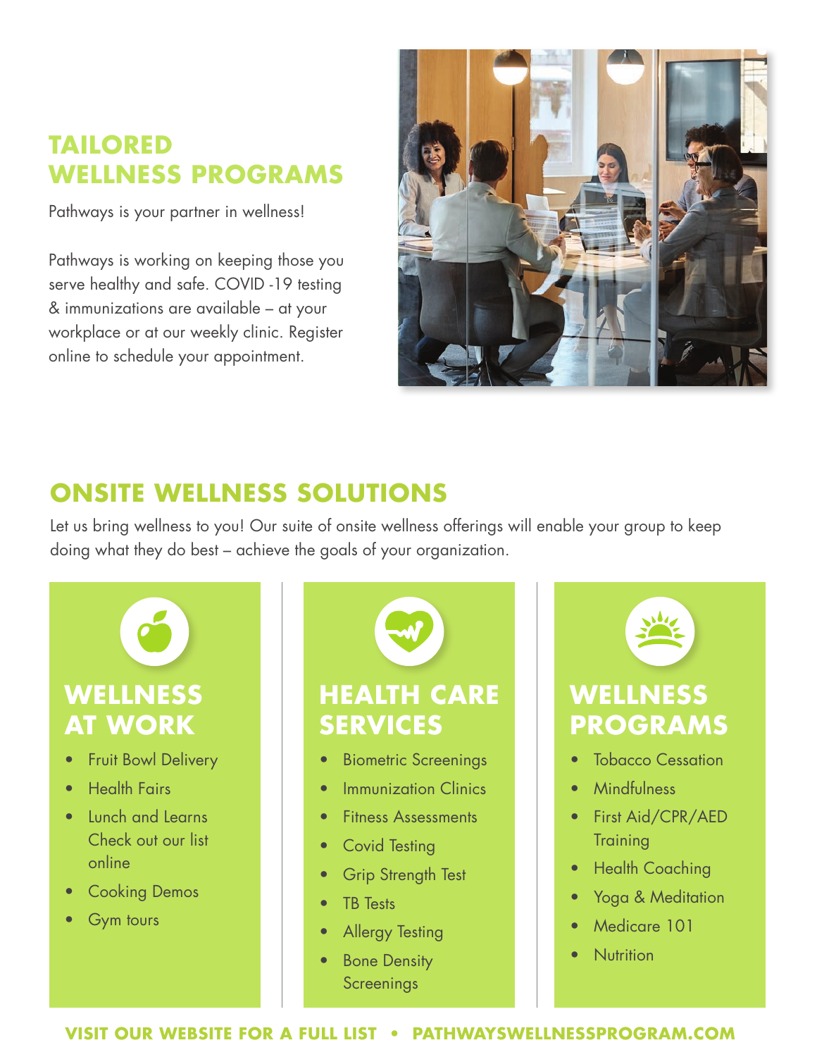# TAILORED WELLNESS PROGRAMS

Pathways is your partner in wellness!

Pathways is working on keeping those you serve healthy and safe. COVID -19 testing & immunizations are available – at your workplace or at our weekly clinic. Register online to schedule your appointment.

## ONSITE WELLNESS SOLUTIONS

Let us bring wellness to you! Our suite of onsite wellness offerings will enable your group to keep doing what they do best – achieve the goals of your organization.

### WELLNESS AT WORK

- Fruit Bowl Delivery
- Health Fairs
- Lunch and Learns Check out our list online
- Cooking Demos
- Gym tours

### HEALTH CARE SERVICES

- Biometric Screenings
- Immunization Clinics
- Fitness Assessments
- Covid Testing
- Grip Strength Test
- TB Tests
- Allergy Testing
- Bone Density Screenings

### WELLNESS PROGRAMS

- Tobacco Cessation
- Mindfulness
- First Aid/CPR/AED Training
- Health Coaching
- Yoga & Meditation
- Medicare 101
- Nutrition

**VISIT OUR WEBSITE FOR A FULL LIST • PATHWAYSWELLNESSPROGRAM.COM**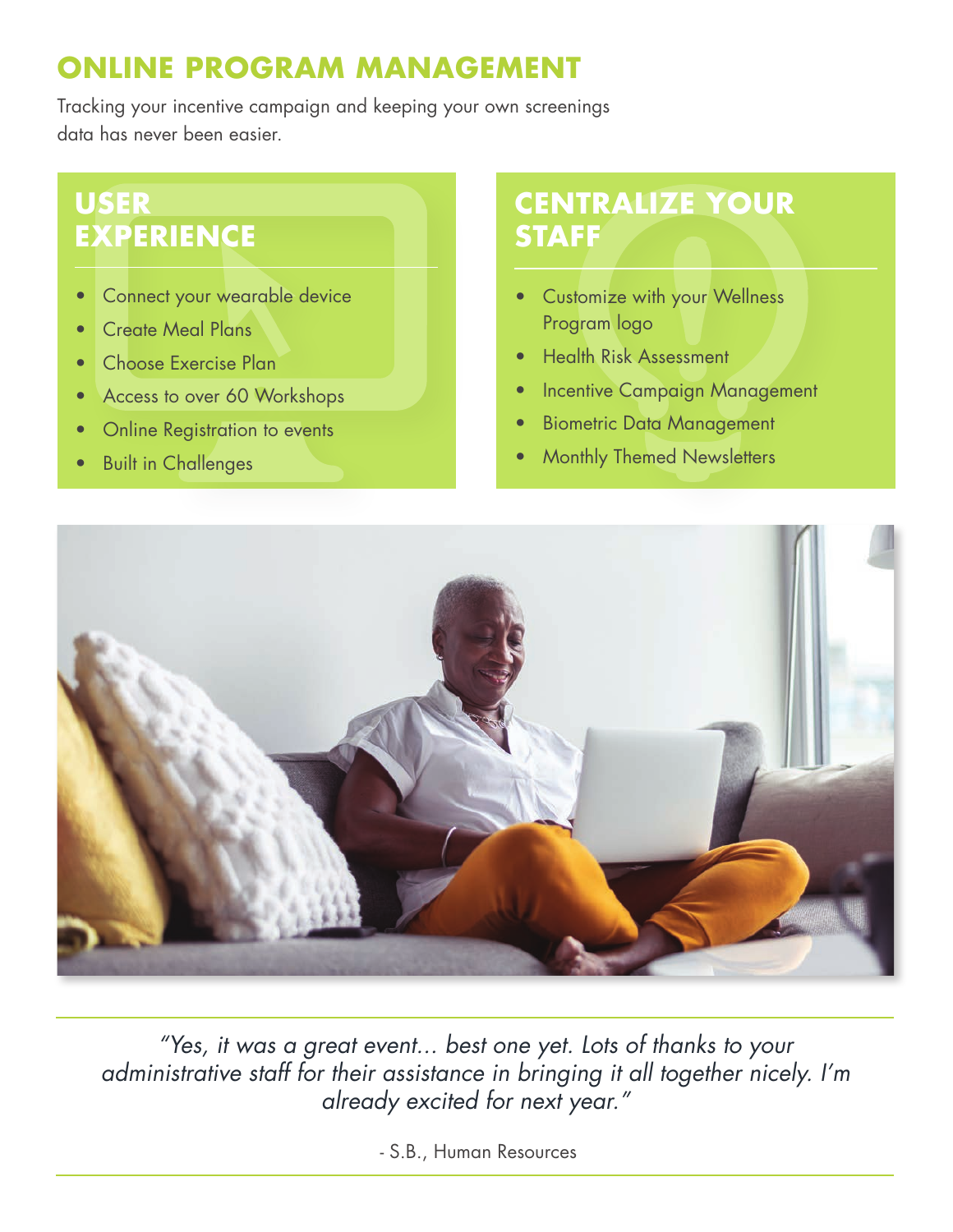# ONLINE PROGRAM MANAGEMENT

Tracking your incentive campaign and keeping your own screenings data has never been easier.

## USER EXPERIENCE

- Connect your wearable device
- Create Meal Plans
- Choose Exercise Plan
- Access to over 60 Workshops
- Online Registration to events
- Built in Challenges

## CENTRALIZE YOUR STAFF

- Customize with your Wellness Program logo
- Health Risk Assessment
- Incentive Campaign Management
- Biometric Data Management
- Monthly Themed Newsletters

*"Yes, it was a great event... best one yet. Lots of thanks to your administrative staff for their assistance in bringing it all together nicely. I'm already excited for next year."*

- S.B., Human Resources